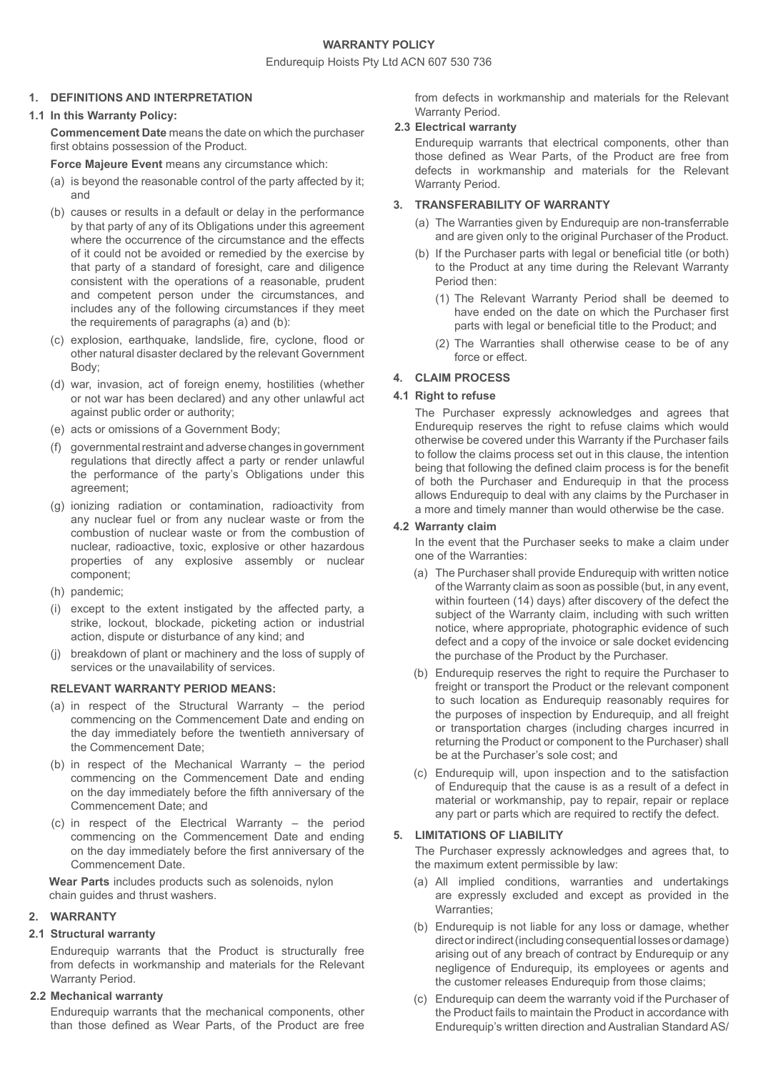**WARRANTY POLICY**

Endurequip Hoists Pty Ltd ACN 607 530 736

## 1. DEFINITIONS AND INTERPRETATION

### 1.1 In this Warranty Policy:

**Commencement Date** means the date on which the purchaser first obtains possession of the Product.

**Force Majeure Event** means any circumstance which:

(a) is beyond the reasonable control of the party affected by it; and

(b) causes or results in a default or delay in the performance by that party of any of its Obligations under this agreement where the occurrence of the circumstance and the effects of it could not be avoided or remedied by the exercise by that party of a standard of foresight, care and diligence consistent with the operations of a reasonable, prudent and competent person under the circumstances, and includes any of the following circumstances if they meet the requirements of paragraphs (a) and (b):

(c) explosion, earthquake, landslide, fire, cyclone, flood or other natural disaster declared by the relevant Government Body;

(d) war, invasion, act of foreign enemy, hostilities (whether or not war has been declared) and any other unlawful act against public order or authority;

(e) acts or omissions of a Government Body;

(f) governmental restraint and adverse changes in government regulations that directly affect a party or render unlawful the performance of the party's Obligations under this agreement;

(g) ionizing radiation or contamination, radioactivity from any nuclear fuel or from any nuclear waste or from the combustion of nuclear waste or from the combustion of nuclear, radioactive, toxic, explosive or other hazardous properties of any explosive assembly or nuclear component;

(h) pandemic;

(i) except to the extent instigated by the affected party, a strike, lockout, blockade, picketing action or industrial action, dispute or disturbance of any kind; and

(j) breakdown of plant or machinery and the loss of supply of services or the unavailability of services.

**RELEVANT WARRANTY PERIOD MEANS:**

(a) in respect of the Structural Warranty – the period commencing on the Commencement Date and ending on the day immediately before the twentieth anniversary of the Commencement Date;

(b) in respect of the Mechanical Warranty – the period commencing on the Commencement Date and ending on the day immediately before the fifth anniversary of the Commencement Date; and

(c) in respect of the Electrical Warranty – the period commencing on the Commencement Date and ending on the day immediately before the first anniversary of the Commencement Date.

**Wear Parts** includes products such as solenoids, nylon chain guides and thrust washers.

## 2. WARRANTY

### 2.1 Structural warranty

Endurequip warrants that the Product is structurally free from defects in workmanship and materials for the Relevant Warranty Period.

### 2.2 Mechanical warranty

Endurequip warrants that the mechanical components, other than those defined as Wear Parts, of the Product are free from defects in workmanship and materials for the Relevant Warranty Period.

### 2.3 Electrical warranty

Endurequip warrants that electrical components, other than those defined as Wear Parts, of the Product are free from defects in workmanship and materials for the Relevant Warranty Period.

## 3. TRANSFERABILITY OF WARRANTY

(a) The Warranties given by Endurequip are non-transferrable and are given only to the original Purchaser of the Product.

(b) If the Purchaser parts with legal or beneficial title (or both) to the Product at any time during the Relevant Warranty Period then:

(1) The Relevant Warranty Period shall be deemed to have ended on the date on which the Purchaser first parts with legal or beneficial title to the Product; and

(2) The Warranties shall otherwise cease to be of any force or effect.

## 4. CLAIM PROCESS

### 4.1 Right to refuse

The Purchaser expressly acknowledges and agrees that Endurequip reserves the right to refuse claims which would otherwise be covered under this Warranty if the Purchaser fails to follow the claims process set out in this clause, the intention being that following the defined claim process is for the benefit of both the Purchaser and Endurequip in that the process allows Endurequip to deal with any claims by the Purchaser in a more and timely manner than would otherwise be the case.

### 4.2 Warranty claim

In the event that the Purchaser seeks to make a claim under one of the Warranties:

(a) The Purchaser shall provide Endurequip with written notice of the Warranty claim as soon as possible (but, in any event, within fourteen (14) days) after discovery of the defect the subject of the Warranty claim, including with such written notice, where appropriate, photographic evidence of such defect and a copy of the invoice or sale docket evidencing the purchase of the Product by the Purchaser.

(b) Endurequip reserves the right to require the Purchaser to freight or transport the Product or the relevant component to such location as Endurequip reasonably requires for the purposes of inspection by Endurequip, and all freight or transportation charges (including charges incurred in returning the Product or component to the Purchaser) shall be at the Purchaser's sole cost; and

(c) Endurequip will, upon inspection and to the satisfaction of Endurequip that the cause is as a result of a defect in material or workmanship, pay to repair, repair or replace any part or parts which are required to rectify the defect.

## 5. LIMITATIONS OF LIABILITY

The Purchaser expressly acknowledges and agrees that, to the maximum extent permissible by law:

(a) All implied conditions, warranties and undertakings are expressly excluded and except as provided in the Warranties;

(b) Endurequip is not liable for any loss or damage, whether direct or indirect (including consequential losses or damage) arising out of any breach of contract by Endurequip or any negligence of Endurequip, its employees or agents and the customer releases Endurequip from those claims;

(c) Endurequip can deem the warranty void if the Purchaser of the Product fails to maintain the Product in accordance with Endurequip's written direction and Australian Standard AS/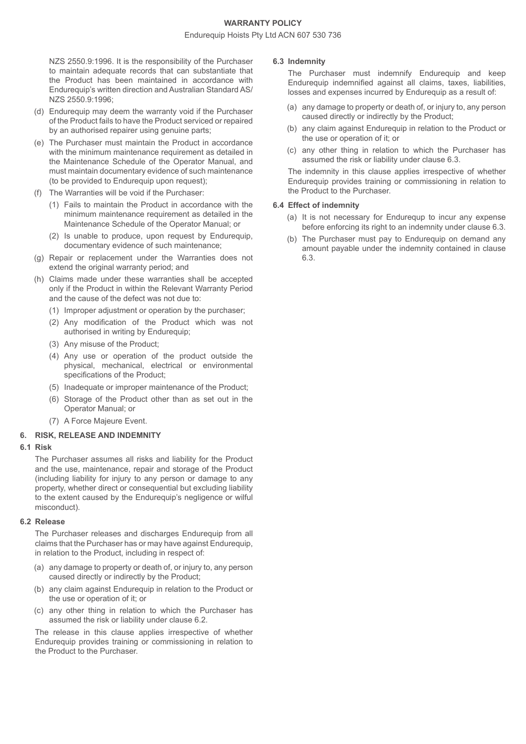NZS 2550.9:1996. It is the responsibility of the Purchaser to maintain adequate records that can substantiate that the Product has been maintained in accordance with Endurequip's written direction and Australian Standard AS/NZS 2550.9:1996;

(d) Endurequip may deem the warranty void if the Purchaser of the Product fails to have the Product serviced or repaired by an authorised repairer using genuine parts;

(e) The Purchaser must maintain the Product in accordance with the minimum maintenance requirement as detailed in the Maintenance Schedule of the Operator Manual, and must maintain documentary evidence of such maintenance (to be provided to Endurequip upon request);

(f) The Warranties will be void if the Purchaser:

   (1) Fails to maintain the Product in accordance with the minimum maintenance requirement as detailed in the Maintenance Schedule of the Operator Manual; or

   (2) Is unable to produce, upon request by Endurequip, documentary evidence of such maintenance;

(g) Repair or replacement under the Warranties does not extend the original warranty period; and

(h) Claims made under these warranties shall be accepted only if the Product in within the Relevant Warranty Period and the cause of the defect was not due to:

   (1) Improper adjustment or operation by the purchaser;

   (2) Any modification of the Product which was not authorised in writing by Endurequip;

   (3) Any misuse of the Product;

   (4) Any use or operation of the product outside the physical, mechanical, electrical or environmental specifications of the Product;

   (5) Inadequate or improper maintenance of the Product;

   (6) Storage of the Product other than as set out in the Operator Manual; or

   (7) A Force Majeure Event.

## 6. RISK, RELEASE AND INDEMNITY

### 6.1 Risk

The Purchaser assumes all risks and liability for the Product and the use, maintenance, repair and storage of the Product (including liability for injury to any person or damage to any property, whether direct or consequential but excluding liability to the extent caused by the Endurequip's negligence or wilful misconduct).

### 6.2 Release

The Purchaser releases and discharges Endurequip from all claims that the Purchaser has or may have against Endurequip, in relation to the Product, including in respect of:

(a) any damage to property or death of, or injury to, any person caused directly or indirectly by the Product;

(b) any claim against Endurequip in relation to the Product or the use or operation of it; or

(c) any other thing in relation to which the Purchaser has assumed the risk or liability under clause 6.2.

The release in this clause applies irrespective of whether Endurequip provides training or commissioning in relation to the Product to the Purchaser.

### 6.3 Indemnity

The Purchaser must indemnify Endurequip and keep Endurequip indemnified against all claims, taxes, liabilities, losses and expenses incurred by Endurequip as a result of:

(a) any damage to property or death of, or injury to, any person caused directly or indirectly by the Product;

(b) any claim against Endurequip in relation to the Product or the use or operation of it; or

(c) any other thing in relation to which the Purchaser has assumed the risk or liability under clause 6.3.

The indemnity in this clause applies irrespective of whether Endurequip provides training or commissioning in relation to the Product to the Purchaser.

### 6.4 Effect of indemnity

(a) It is not necessary for Endurequp to incur any expense before enforcing its right to an indemnity under clause 6.3.

(b) The Purchaser must pay to Endurequip on demand any amount payable under the indemnity contained in clause 6.3.